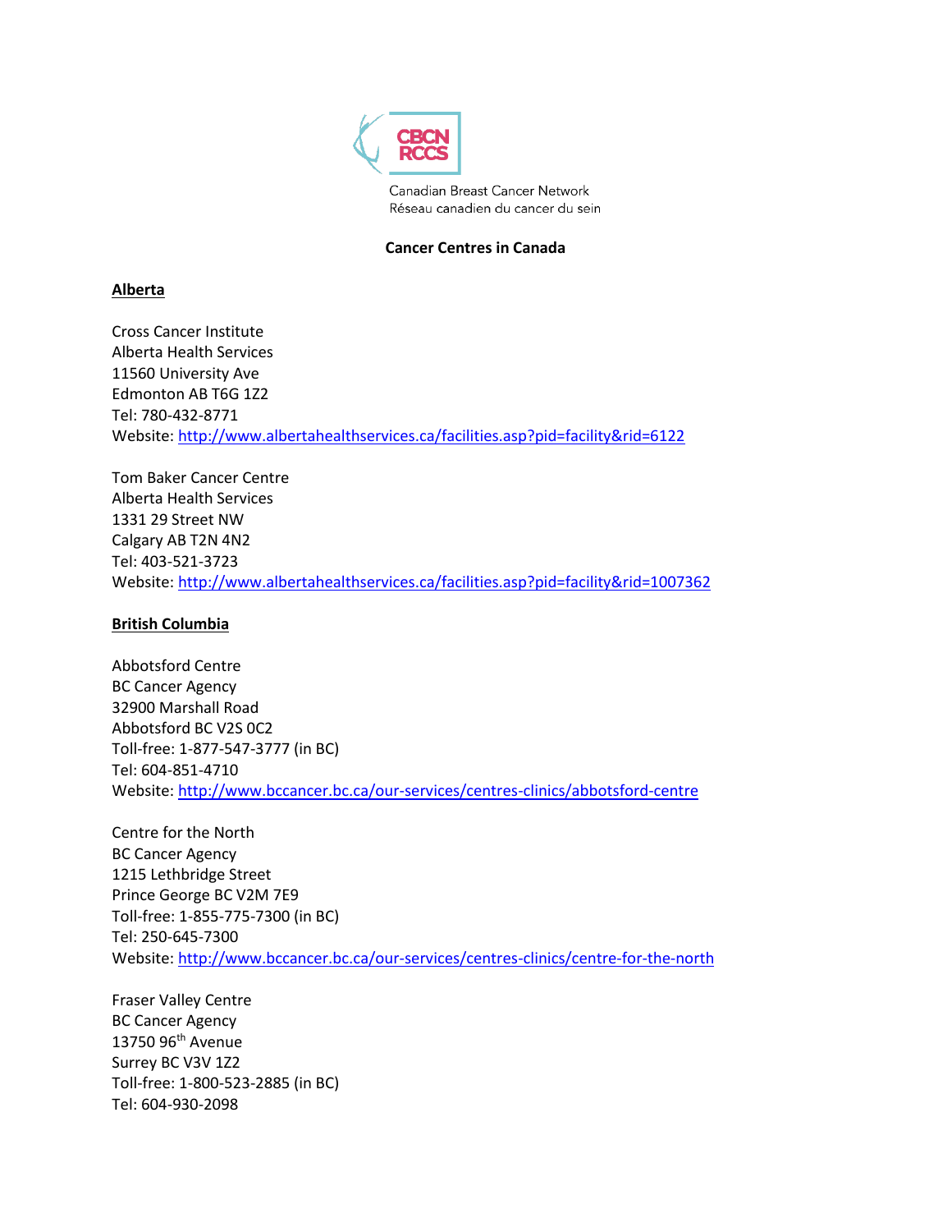Canadian Breast Cancer Network
Réseau canadien du cancer du sein

# Cancer Centres in Canada

## Alberta

Cross Cancer Institute
Alberta Health Services
11560 University Ave
Edmonton AB T6G 1Z2
Tel: 780-432-8771
Website: http://www.albertahealthservices.ca/facilities.asp?pid=facility&rid=6122

Tom Baker Cancer Centre
Alberta Health Services
1331 29 Street NW
Calgary AB T2N 4N2
Tel: 403-521-3723
Website: http://www.albertahealthservices.ca/facilities.asp?pid=facility&rid=1007362

## British Columbia

Abbotsford Centre
BC Cancer Agency
32900 Marshall Road
Abbotsford BC V2S 0C2
Toll-free: 1-877-547-3777 (in BC)
Tel: 604-851-4710
Website: http://www.bccancer.bc.ca/our-services/centres-clinics/abbotsford-centre

Centre for the North
BC Cancer Agency
1215 Lethbridge Street
Prince George BC V2M 7E9
Toll-free: 1-855-775-7300 (in BC)
Tel: 250-645-7300
Website: http://www.bccancer.bc.ca/our-services/centres-clinics/centre-for-the-north

Fraser Valley Centre
BC Cancer Agency
13750 96th Avenue
Surrey BC V3V 1Z2
Toll-free: 1-800-523-2885 (in BC)
Tel: 604-930-2098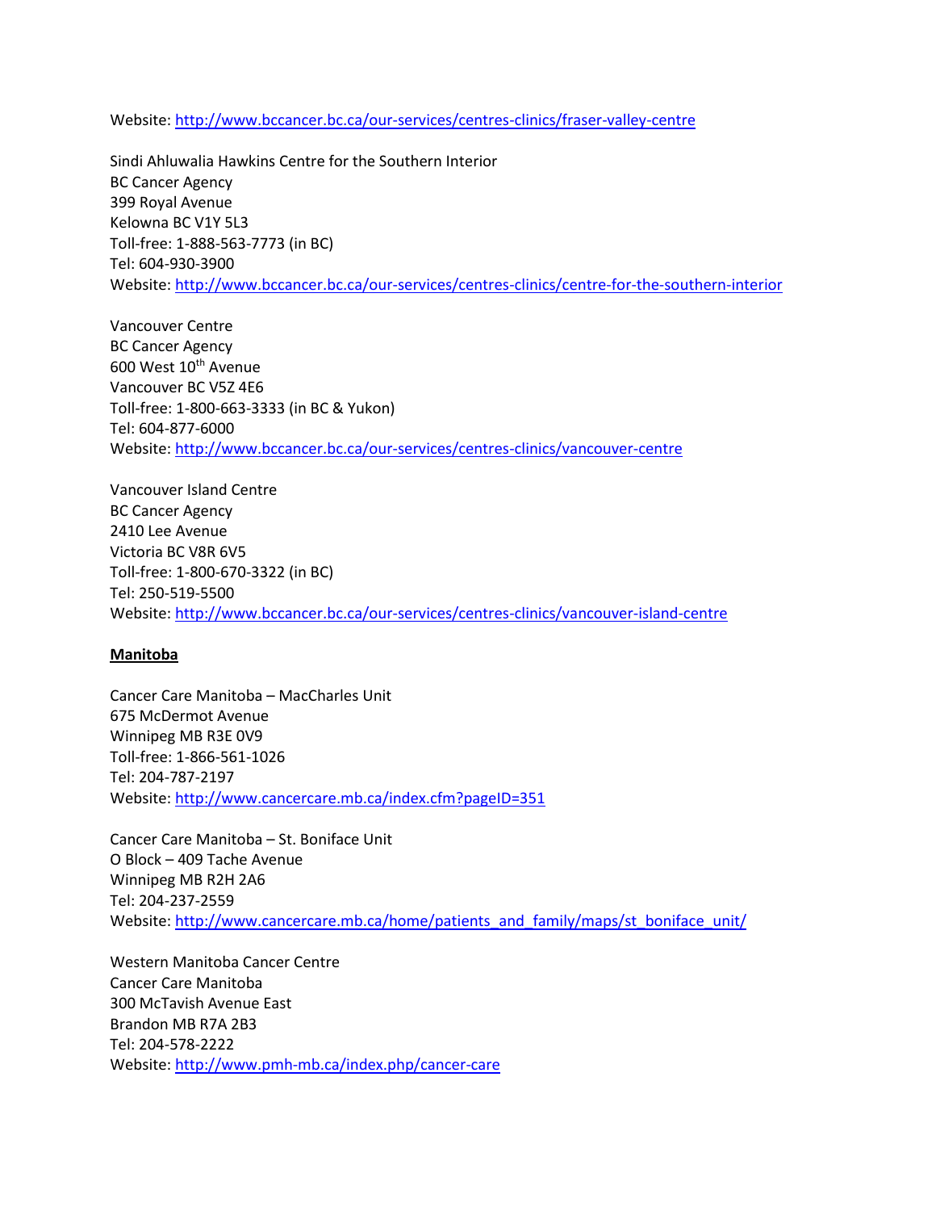Website: http://www.bccancer.bc.ca/our-services/centres-clinics/fraser-valley-centre

Sindi Ahluwalia Hawkins Centre for the Southern Interior
BC Cancer Agency
399 Royal Avenue
Kelowna BC V1Y 5L3
Toll-free: 1-888-563-7773 (in BC)
Tel: 604-930-3900
Website: http://www.bccancer.bc.ca/our-services/centres-clinics/centre-for-the-southern-interior

Vancouver Centre
BC Cancer Agency
600 West 10th Avenue
Vancouver BC V5Z 4E6
Toll-free: 1-800-663-3333 (in BC & Yukon)
Tel: 604-877-6000
Website: http://www.bccancer.bc.ca/our-services/centres-clinics/vancouver-centre

Vancouver Island Centre
BC Cancer Agency
2410 Lee Avenue
Victoria BC V8R 6V5
Toll-free: 1-800-670-3322 (in BC)
Tel: 250-519-5500
Website: http://www.bccancer.bc.ca/our-services/centres-clinics/vancouver-island-centre

**Manitoba**

Cancer Care Manitoba – MacCharles Unit
675 McDermot Avenue
Winnipeg MB R3E 0V9
Toll-free: 1-866-561-1026
Tel: 204-787-2197
Website: http://www.cancercare.mb.ca/index.cfm?pageID=351

Cancer Care Manitoba – St. Boniface Unit
O Block – 409 Tache Avenue
Winnipeg MB R2H 2A6
Tel: 204-237-2559
Website: http://www.cancercare.mb.ca/home/patients_and_family/maps/st_boniface_unit/

Western Manitoba Cancer Centre
Cancer Care Manitoba
300 McTavish Avenue East
Brandon MB R7A 2B3
Tel: 204-578-2222
Website: http://www.pmh-mb.ca/index.php/cancer-care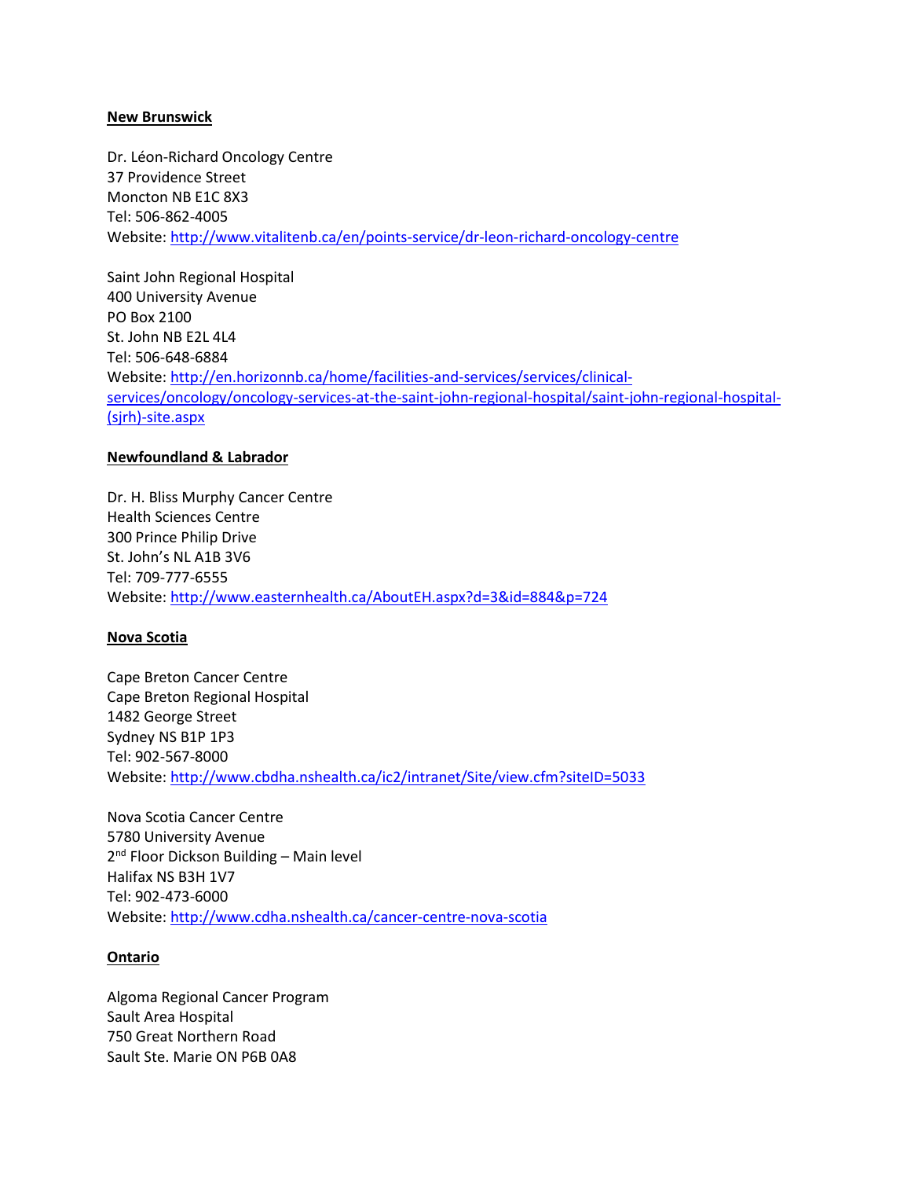**New Brunswick**

Dr. Léon-Richard Oncology Centre
37 Providence Street
Moncton NB E1C 8X3
Tel: 506-862-4005
Website: http://www.vitalitenb.ca/en/points-service/dr-leon-richard-oncology-centre

Saint John Regional Hospital
400 University Avenue
PO Box 2100
St. John NB E2L 4L4
Tel: 506-648-6884
Website: http://en.horizonnb.ca/home/facilities-and-services/services/clinical-services/oncology/oncology-services-at-the-saint-john-regional-hospital/saint-john-regional-hospital-(sjrh)-site.aspx

**Newfoundland & Labrador**

Dr. H. Bliss Murphy Cancer Centre
Health Sciences Centre
300 Prince Philip Drive
St. John's NL A1B 3V6
Tel: 709-777-6555
Website: http://www.easternhealth.ca/AboutEH.aspx?d=3&id=884&p=724

**Nova Scotia**

Cape Breton Cancer Centre
Cape Breton Regional Hospital
1482 George Street
Sydney NS B1P 1P3
Tel: 902-567-8000
Website: http://www.cbdha.nshealth.ca/ic2/intranet/Site/view.cfm?siteID=5033

Nova Scotia Cancer Centre
5780 University Avenue
2nd Floor Dickson Building – Main level
Halifax NS B3H 1V7
Tel: 902-473-6000
Website: http://www.cdha.nshealth.ca/cancer-centre-nova-scotia

**Ontario**

Algoma Regional Cancer Program
Sault Area Hospital
750 Great Northern Road
Sault Ste. Marie ON P6B 0A8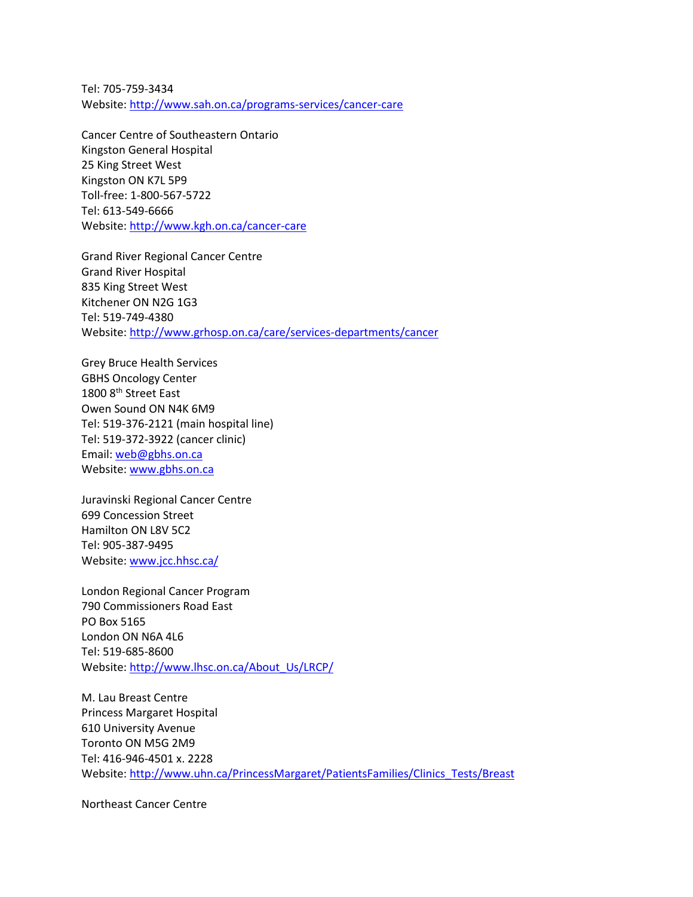Tel: 705-759-3434
Website: http://www.sah.on.ca/programs-services/cancer-care

Cancer Centre of Southeastern Ontario
Kingston General Hospital
25 King Street West
Kingston ON K7L 5P9
Toll-free: 1-800-567-5722
Tel: 613-549-6666
Website: http://www.kgh.on.ca/cancer-care

Grand River Regional Cancer Centre
Grand River Hospital
835 King Street West
Kitchener ON N2G 1G3
Tel: 519-749-4380
Website: http://www.grhosp.on.ca/care/services-departments/cancer

Grey Bruce Health Services
GBHS Oncology Center
1800 8th Street East
Owen Sound ON N4K 6M9
Tel: 519-376-2121 (main hospital line)
Tel: 519-372-3922 (cancer clinic)
Email: web@gbhs.on.ca
Website: www.gbhs.on.ca

Juravinski Regional Cancer Centre
699 Concession Street
Hamilton ON L8V 5C2
Tel: 905-387-9495
Website: www.jcc.hhsc.ca/

London Regional Cancer Program
790 Commissioners Road East
PO Box 5165
London ON N6A 4L6
Tel: 519-685-8600
Website: http://www.lhsc.on.ca/About_Us/LRCP/

M. Lau Breast Centre
Princess Margaret Hospital
610 University Avenue
Toronto ON M5G 2M9
Tel: 416-946-4501 x. 2228
Website: http://www.uhn.ca/PrincessMargaret/PatientsFamilies/Clinics_Tests/Breast

Northeast Cancer Centre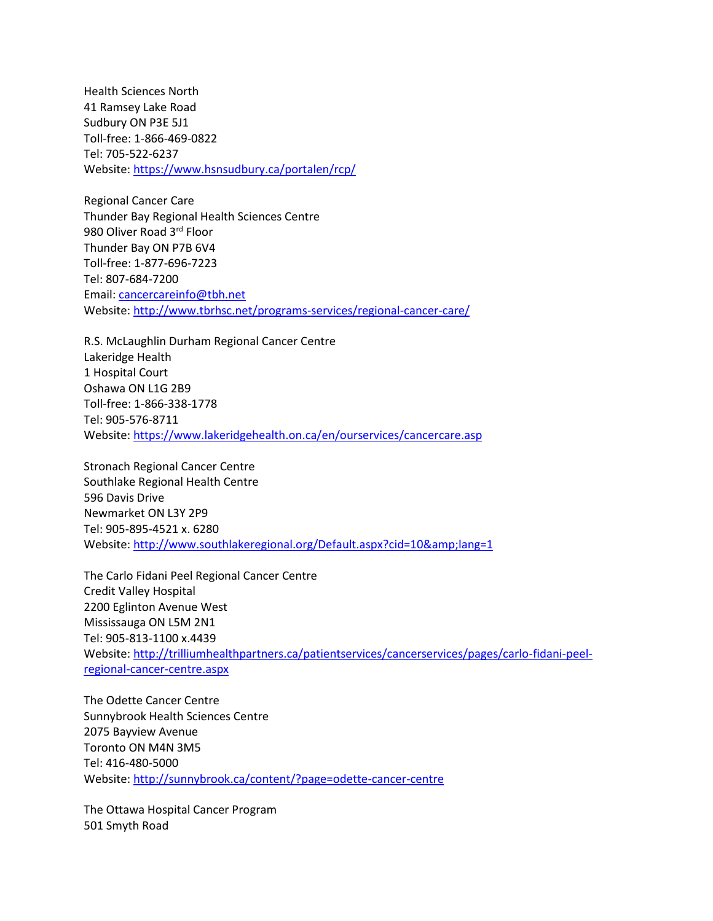Health Sciences North  
41 Ramsey Lake Road  
Sudbury ON P3E 5J1  
Toll-free: 1-866-469-0822  
Tel: 705-522-6237  
Website: https://www.hsnsudbury.ca/portalen/rcp/

Regional Cancer Care  
Thunder Bay Regional Health Sciences Centre  
980 Oliver Road 3rd Floor  
Thunder Bay ON P7B 6V4  
Toll-free: 1-877-696-7223  
Tel: 807-684-7200  
Email: cancercareinfo@tbh.net  
Website: http://www.tbrhsc.net/programs-services/regional-cancer-care/

R.S. McLaughlin Durham Regional Cancer Centre  
Lakeridge Health  
1 Hospital Court  
Oshawa ON L1G 2B9  
Toll-free: 1-866-338-1778  
Tel: 905-576-8711  
Website: https://www.lakeridgehealth.on.ca/en/ourservices/cancercare.asp

Stronach Regional Cancer Centre  
Southlake Regional Health Centre  
596 Davis Drive  
Newmarket ON L3Y 2P9  
Tel: 905-895-4521 x. 6280  
Website: http://www.southlakeregional.org/Default.aspx?cid=10&amp;lang=1

The Carlo Fidani Peel Regional Cancer Centre  
Credit Valley Hospital  
2200 Eglinton Avenue West  
Mississauga ON L5M 2N1  
Tel: 905-813-1100 x.4439  
Website: http://trilliumhealthpartners.ca/patientservices/cancerservices/pages/carlo-fidani-peel-regional-cancer-centre.aspx

The Odette Cancer Centre  
Sunnybrook Health Sciences Centre  
2075 Bayview Avenue  
Toronto ON M4N 3M5  
Tel: 416-480-5000  
Website: http://sunnybrook.ca/content/?page=odette-cancer-centre

The Ottawa Hospital Cancer Program  
501 Smyth Road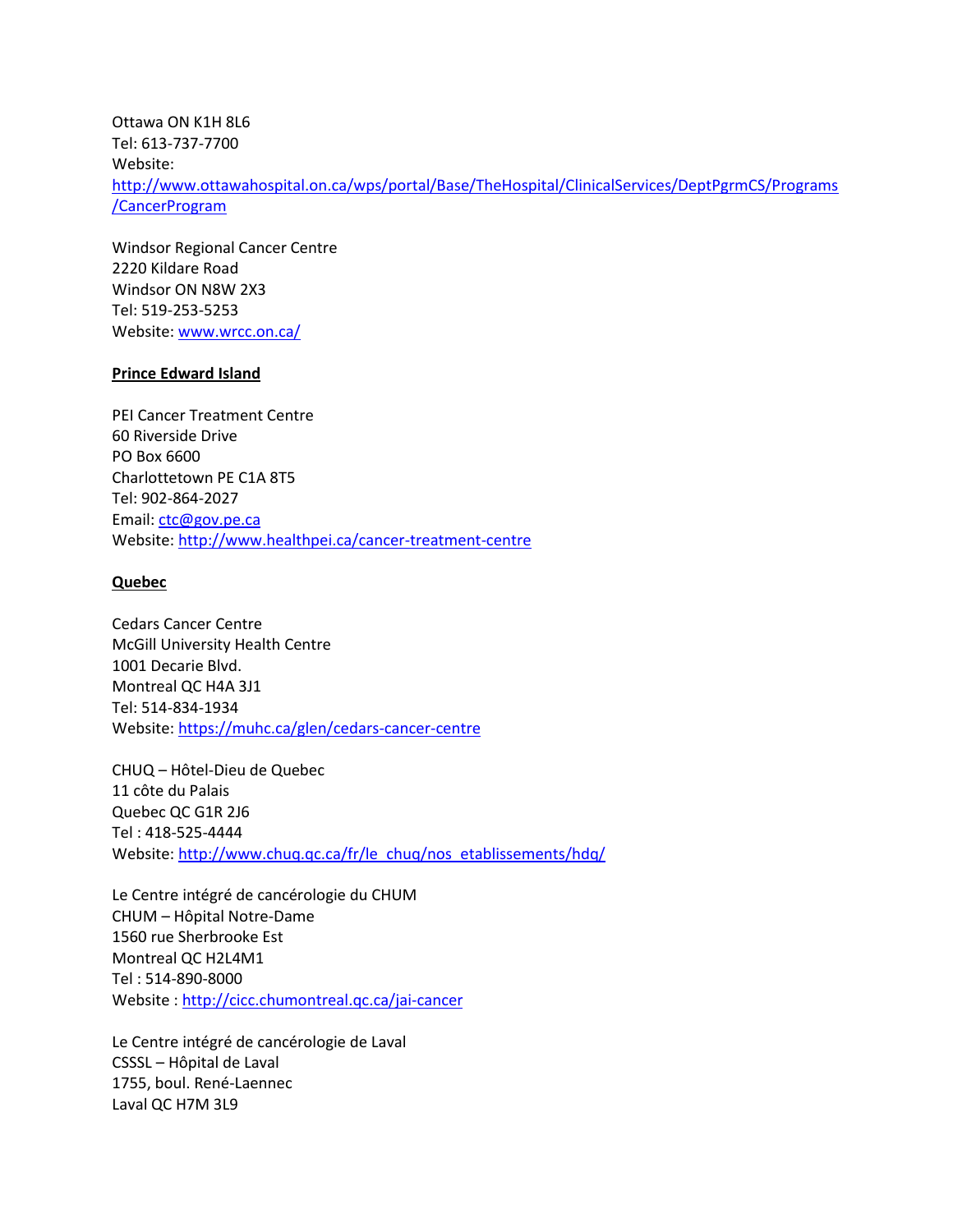Ottawa ON K1H 8L6
Tel: 613-737-7700
Website: http://www.ottawahospital.on.ca/wps/portal/Base/TheHospital/ClinicalServices/DeptPgrmCS/Programs/CancerProgram

Windsor Regional Cancer Centre
2220 Kildare Road
Windsor ON N8W 2X3
Tel: 519-253-5253
Website: www.wrcc.on.ca/

**Prince Edward Island**

PEI Cancer Treatment Centre
60 Riverside Drive
PO Box 6600
Charlottetown PE C1A 8T5
Tel: 902-864-2027
Email: ctc@gov.pe.ca
Website: http://www.healthpei.ca/cancer-treatment-centre

**Quebec**

Cedars Cancer Centre
McGill University Health Centre
1001 Decarie Blvd.
Montreal QC H4A 3J1
Tel: 514-834-1934
Website: https://muhc.ca/glen/cedars-cancer-centre

CHUQ – Hôtel-Dieu de Quebec
11 côte du Palais
Quebec QC G1R 2J6
Tel : 418-525-4444
Website: http://www.chuq.qc.ca/fr/le_chuq/nos_etablissements/hdq/

Le Centre intégré de cancérologie du CHUM
CHUM – Hôpital Notre-Dame
1560 rue Sherbrooke Est
Montreal QC H2L4M1
Tel : 514-890-8000
Website : http://cicc.chumontreal.qc.ca/jai-cancer

Le Centre intégré de cancérologie de Laval
CSSSL – Hôpital de Laval
1755, boul. René-Laennec
Laval QC H7M 3L9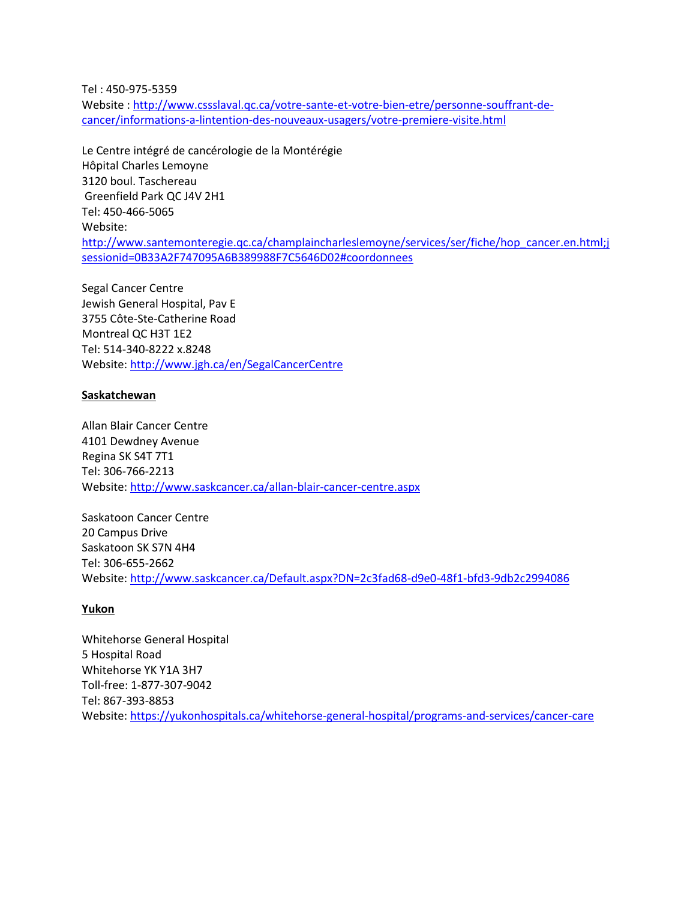Tel : 450-975-5359
Website : http://www.cssslaval.qc.ca/votre-sante-et-votre-bien-etre/personne-souffrant-de-cancer/informations-a-lintention-des-nouveaux-usagers/votre-premiere-visite.html

Le Centre intégré de cancérologie de la Montérégie
Hôpital Charles Lemoyne
3120 boul. Taschereau
Greenfield Park QC J4V 2H1
Tel: 450-466-5065
Website:
http://www.santemonteregie.qc.ca/champlaincharleslemoyne/services/ser/fiche/hop_cancer.en.html;jsessionid=0B33A2F747095A6B389988F7C5646D02#coordonnees

Segal Cancer Centre
Jewish General Hospital, Pav E
3755 Côte-Ste-Catherine Road
Montreal QC H3T 1E2
Tel: 514-340-8222 x.8248
Website: http://www.jgh.ca/en/SegalCancerCentre

**Saskatchewan**

Allan Blair Cancer Centre
4101 Dewdney Avenue
Regina SK S4T 7T1
Tel: 306-766-2213
Website: http://www.saskcancer.ca/allan-blair-cancer-centre.aspx

Saskatoon Cancer Centre
20 Campus Drive
Saskatoon SK S7N 4H4
Tel: 306-655-2662
Website: http://www.saskcancer.ca/Default.aspx?DN=2c3fad68-d9e0-48f1-bfd3-9db2c2994086

**Yukon**

Whitehorse General Hospital
5 Hospital Road
Whitehorse YK Y1A 3H7
Toll-free: 1-877-307-9042
Tel: 867-393-8853
Website: https://yukonhospitals.ca/whitehorse-general-hospital/programs-and-services/cancer-care